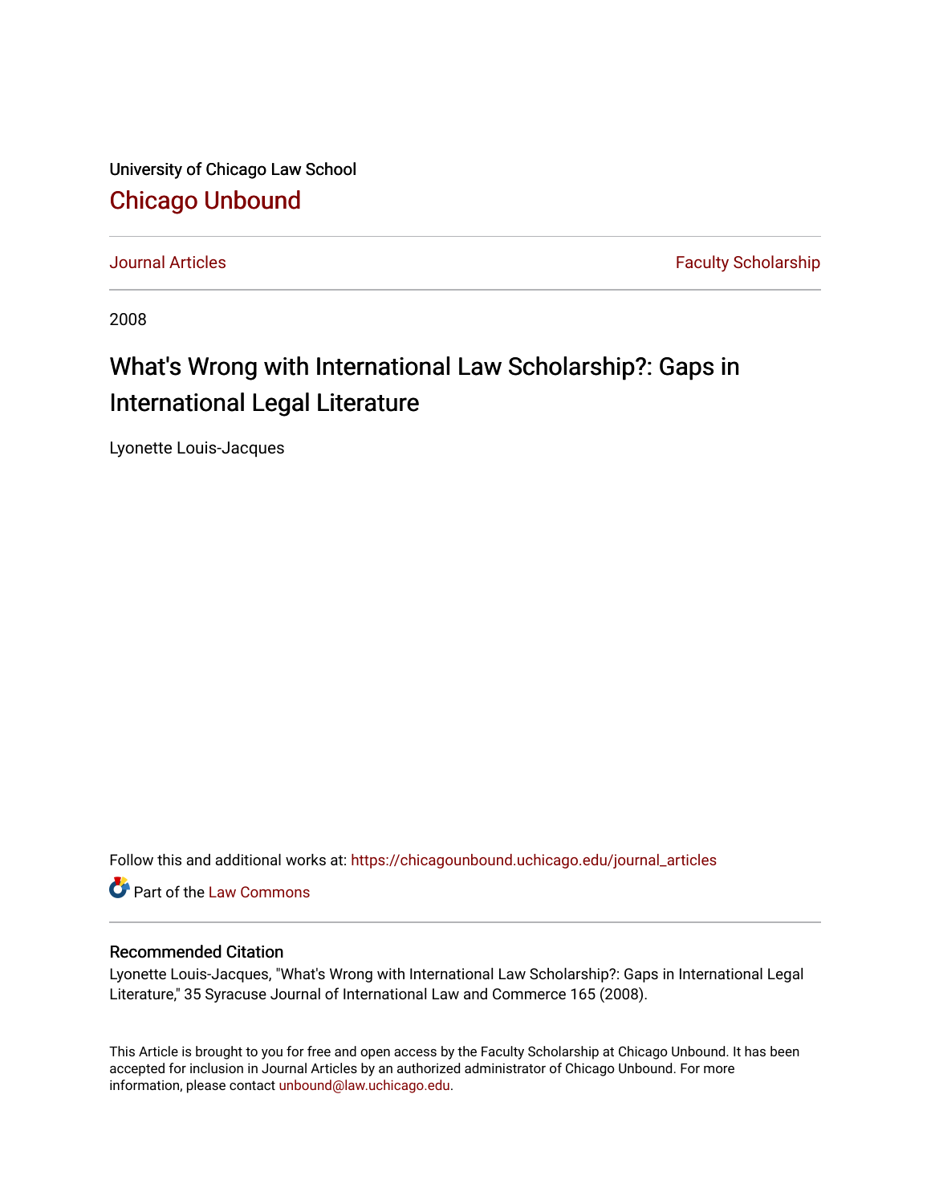University of Chicago Law School

# Chicago Unbound

Journal Articles | Faculty Scholarship

2008

# What's Wrong with International Law Scholarship?: Gaps in International Legal Literature

Lyonette Louis-Jacques

Follow this and additional works at: https://chicagounbound.uchicago.edu/journal_articles

Part of the Law Commons

### Recommended Citation

Lyonette Louis-Jacques, "What's Wrong with International Law Scholarship?: Gaps in International Legal Literature," 35 Syracuse Journal of International Law and Commerce 165 (2008).

This Article is brought to you for free and open access by the Faculty Scholarship at Chicago Unbound. It has been accepted for inclusion in Journal Articles by an authorized administrator of Chicago Unbound. For more information, please contact unbound@law.uchicago.edu.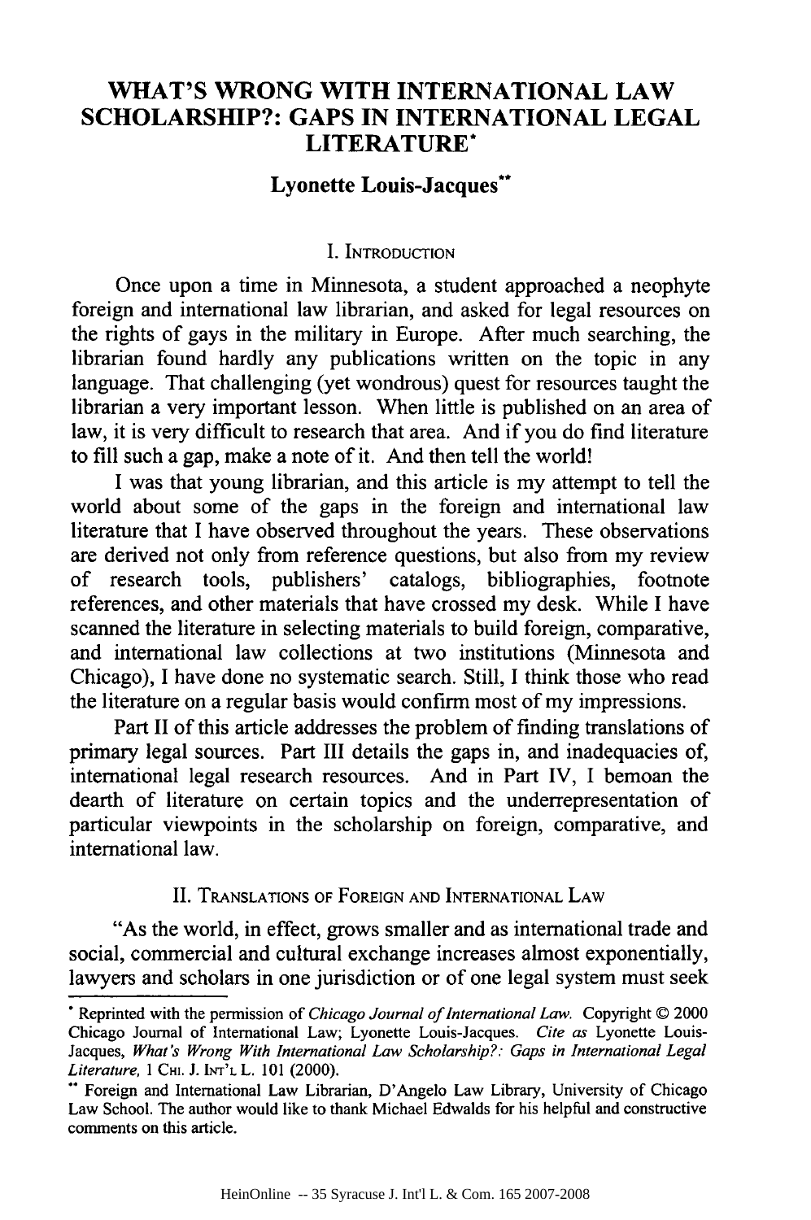# WHAT'S WRONG WITH INTERNATIONAL LAW SCHOLARSHIP?: GAPS IN INTERNATIONAL LEGAL LITERATURE*

**Lyonette Louis-Jacques****

## I. INTRODUCTION

Once upon a time in Minnesota, a student approached a neophyte foreign and international law librarian, and asked for legal resources on the rights of gays in the military in Europe. After much searching, the librarian found hardly any publications written on the topic in any language. That challenging (yet wondrous) quest for resources taught the librarian a very important lesson. When little is published on an area of law, it is very difficult to research that area. And if you do find literature to fill such a gap, make a note of it. And then tell the world!

I was that young librarian, and this article is my attempt to tell the world about some of the gaps in the foreign and international law literature that I have observed throughout the years. These observations are derived not only from reference questions, but also from my review of research tools, publishers' catalogs, bibliographies, footnote references, and other materials that have crossed my desk. While I have scanned the literature in selecting materials to build foreign, comparative, and international law collections at two institutions (Minnesota and Chicago), I have done no systematic search. Still, I think those who read the literature on a regular basis would confirm most of my impressions.

Part II of this article addresses the problem of finding translations of primary legal sources. Part III details the gaps in, and inadequacies of, international legal research resources. And in Part IV, I bemoan the dearth of literature on certain topics and the underrepresentation of particular viewpoints in the scholarship on foreign, comparative, and international law.

## II. TRANSLATIONS OF FOREIGN AND INTERNATIONAL LAW

"As the world, in effect, grows smaller and as international trade and social, commercial and cultural exchange increases almost exponentially, lawyers and scholars in one jurisdiction or of one legal system must seek

---

* Reprinted with the permission of *Chicago Journal of International Law*. Copyright © 2000 Chicago Journal of International Law; Lyonette Louis-Jacques. *Cite as* Lyonette Louis-Jacques, *What's Wrong With International Law Scholarship?: Gaps in International Legal Literature*, 1 CHI. J. INT'L L. 101 (2000).

** Foreign and International Law Librarian, D'Angelo Law Library, University of Chicago Law School. The author would like to thank Michael Edwalds for his helpful and constructive comments on this article.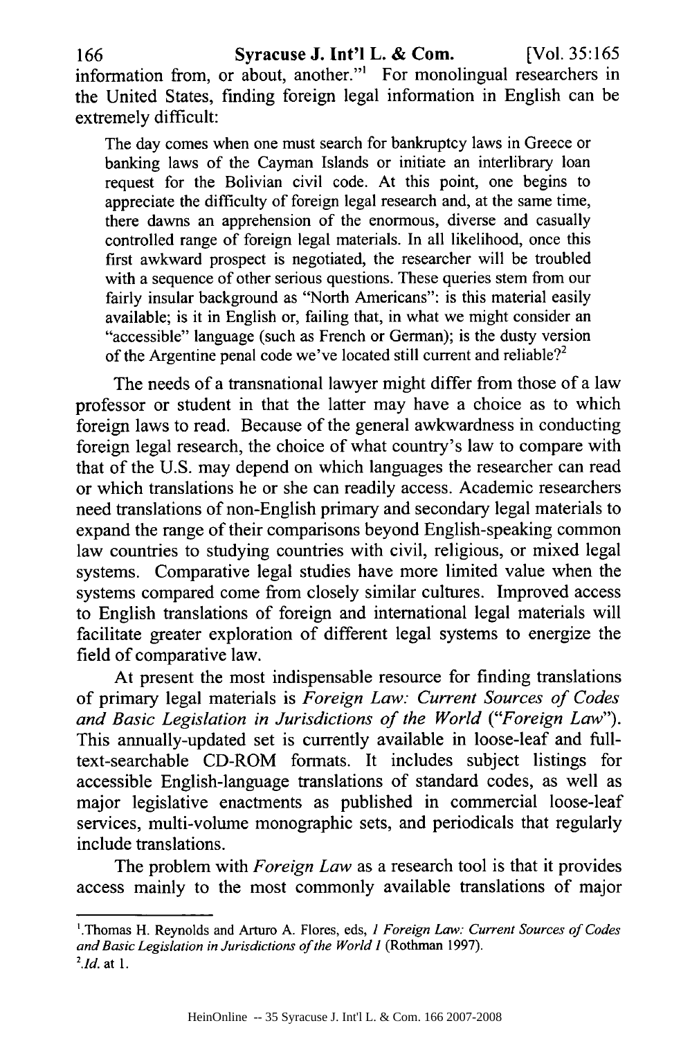information from, or about, another."[1] For monolingual researchers in the United States, finding foreign legal information in English can be extremely difficult:

> The day comes when one must search for bankruptcy laws in Greece or banking laws of the Cayman Islands or initiate an interlibrary loan request for the Bolivian civil code. At this point, one begins to appreciate the difficulty of foreign legal research and, at the same time, there dawns an apprehension of the enormous, diverse and casually controlled range of foreign legal materials. In all likelihood, once this first awkward prospect is negotiated, the researcher will be troubled with a sequence of other serious questions. These queries stem from our fairly insular background as "North Americans": is this material easily available; is it in English or, failing that, in what we might consider an "accessible" language (such as French or German); is the dusty version of the Argentine penal code we've located still current and reliable?[2]

The needs of a transnational lawyer might differ from those of a law professor or student in that the latter may have a choice as to which foreign laws to read. Because of the general awkwardness in conducting foreign legal research, the choice of what country's law to compare with that of the U.S. may depend on which languages the researcher can read or which translations he or she can readily access. Academic researchers need translations of non-English primary and secondary legal materials to expand the range of their comparisons beyond English-speaking common law countries to studying countries with civil, religious, or mixed legal systems. Comparative legal studies have more limited value when the systems compared come from closely similar cultures. Improved access to English translations of foreign and international legal materials will facilitate greater exploration of different legal systems to energize the field of comparative law.

At present the most indispensable resource for finding translations of primary legal materials is *Foreign Law: Current Sources of Codes and Basic Legislation in Jurisdictions of the World* ("*Foreign Law*"). This annually-updated set is currently available in loose-leaf and full-text-searchable CD-ROM formats. It includes subject listings for accessible English-language translations of standard codes, as well as major legislative enactments as published in commercial loose-leaf services, multi-volume monographic sets, and periodicals that regularly include translations.

The problem with *Foreign Law* as a research tool is that it provides access mainly to the most commonly available translations of major

---

[1]. Thomas H. Reynolds and Arturo A. Flores, eds, *1 Foreign Law: Current Sources of Codes and Basic Legislation in Jurisdictions of the World 1* (Rothman 1997).

[2]. *Id.* at 1.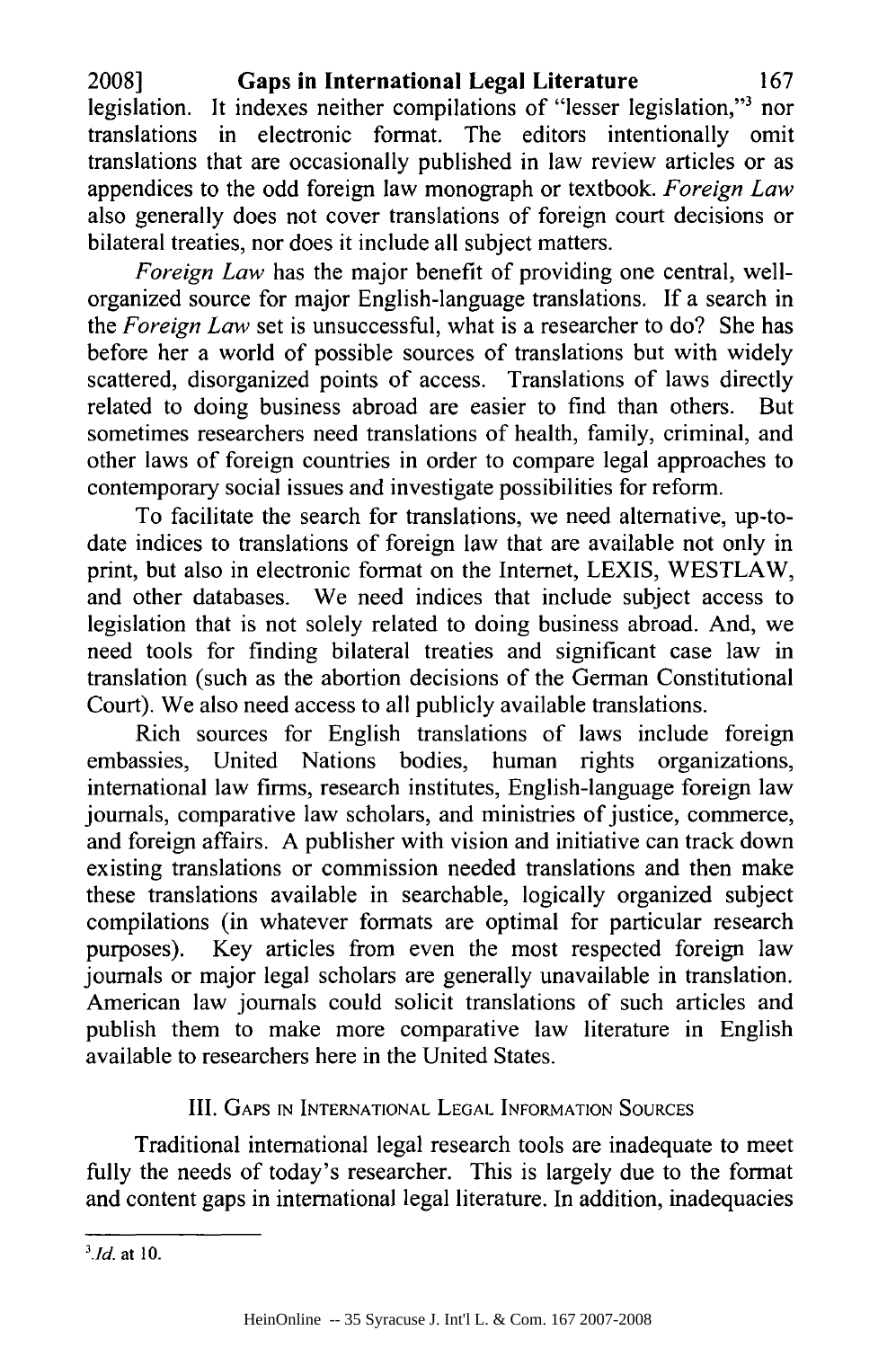legislation. It indexes neither compilations of "lesser legislation,"[3] nor translations in electronic format. The editors intentionally omit translations that are occasionally published in law review articles or as appendices to the odd foreign law monograph or textbook. *Foreign Law* also generally does not cover translations of foreign court decisions or bilateral treaties, nor does it include all subject matters.

*Foreign Law* has the major benefit of providing one central, well-organized source for major English-language translations. If a search in the *Foreign Law* set is unsuccessful, what is a researcher to do? She has before her a world of possible sources of translations but with widely scattered, disorganized points of access. Translations of laws directly related to doing business abroad are easier to find than others. But sometimes researchers need translations of health, family, criminal, and other laws of foreign countries in order to compare legal approaches to contemporary social issues and investigate possibilities for reform.

To facilitate the search for translations, we need alternative, up-to-date indices to translations of foreign law that are available not only in print, but also in electronic format on the Internet, LEXIS, WESTLAW, and other databases. We need indices that include subject access to legislation that is not solely related to doing business abroad. And, we need tools for finding bilateral treaties and significant case law in translation (such as the abortion decisions of the German Constitutional Court). We also need access to all publicly available translations.

Rich sources for English translations of laws include foreign embassies, United Nations bodies, human rights organizations, international law firms, research institutes, English-language foreign law journals, comparative law scholars, and ministries of justice, commerce, and foreign affairs. A publisher with vision and initiative can track down existing translations or commission needed translations and then make these translations available in searchable, logically organized subject compilations (in whatever formats are optimal for particular research purposes). Key articles from even the most respected foreign law journals or major legal scholars are generally unavailable in translation. American law journals could solicit translations of such articles and publish them to make more comparative law literature in English available to researchers here in the United States.

## III. Gaps in International Legal Information Sources

Traditional international legal research tools are inadequate to meet fully the needs of today's researcher. This is largely due to the format and content gaps in international legal literature. In addition, inadequacies

---

[3] *Id.* at 10.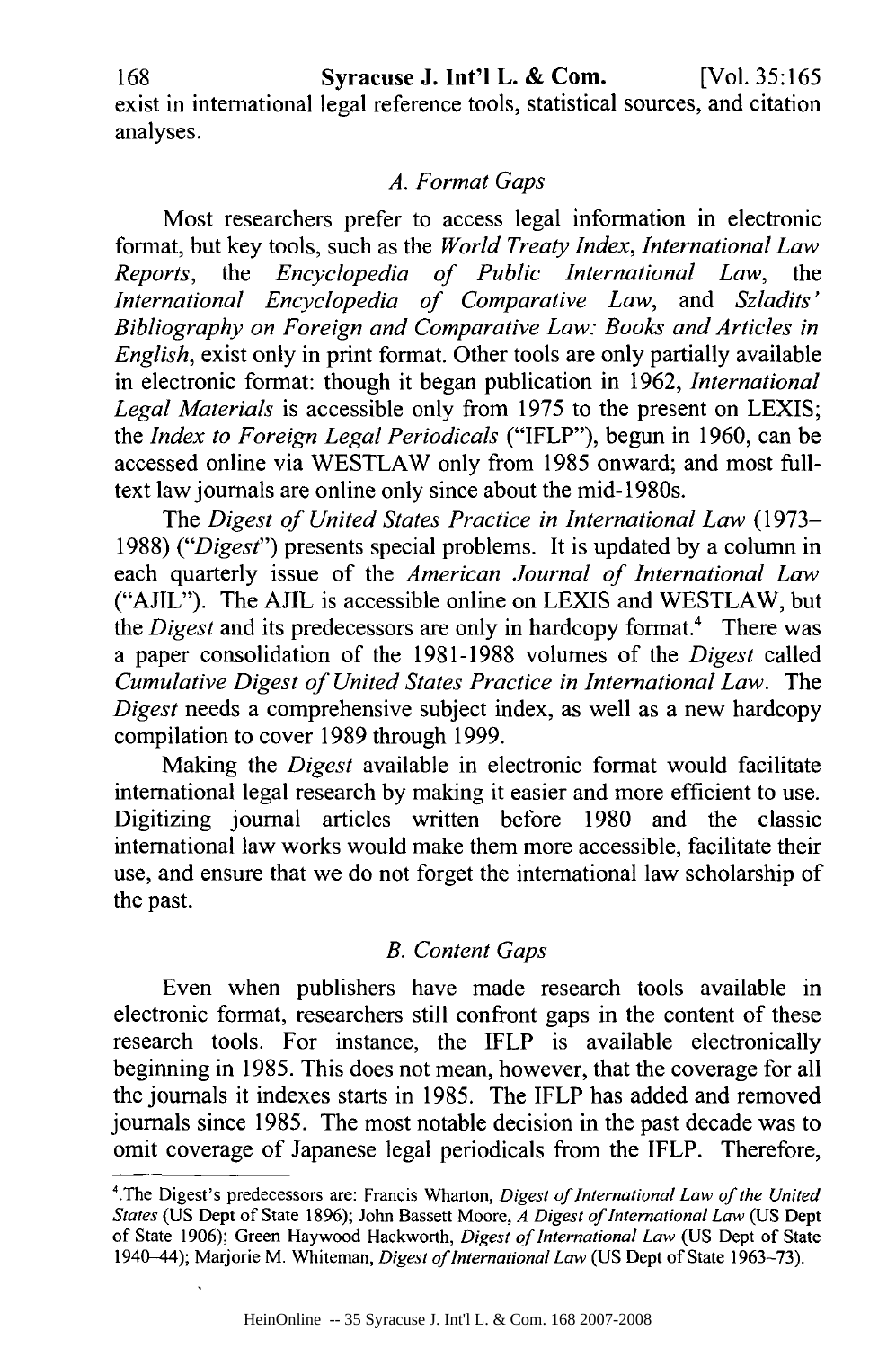exist in international legal reference tools, statistical sources, and citation analyses.

### *A. Format Gaps*

Most researchers prefer to access legal information in electronic format, but key tools, such as the *World Treaty Index*, *International Law Reports*, the *Encyclopedia of Public International Law*, the *International Encyclopedia of Comparative Law*, and *Szladits' Bibliography on Foreign and Comparative Law: Books and Articles in English*, exist only in print format. Other tools are only partially available in electronic format: though it began publication in 1962, *International Legal Materials* is accessible only from 1975 to the present on LEXIS; the *Index to Foreign Legal Periodicals* ("IFLP"), begun in 1960, can be accessed online via WESTLAW only from 1985 onward; and most full-text law journals are online only since about the mid-1980s.

The *Digest of United States Practice in International Law* (1973–1988) ("*Digest*") presents special problems. It is updated by a column in each quarterly issue of the *American Journal of International Law* ("AJIL"). The AJIL is accessible online on LEXIS and WESTLAW, but the *Digest* and its predecessors are only in hardcopy format.[4] There was a paper consolidation of the 1981-1988 volumes of the *Digest* called *Cumulative Digest of United States Practice in International Law*. The *Digest* needs a comprehensive subject index, as well as a new hardcopy compilation to cover 1989 through 1999.

Making the *Digest* available in electronic format would facilitate international legal research by making it easier and more efficient to use. Digitizing journal articles written before 1980 and the classic international law works would make them more accessible, facilitate their use, and ensure that we do not forget the international law scholarship of the past.

### *B. Content Gaps*

Even when publishers have made research tools available in electronic format, researchers still confront gaps in the content of these research tools. For instance, the IFLP is available electronically beginning in 1985. This does not mean, however, that the coverage for all the journals it indexes starts in 1985. The IFLP has added and removed journals since 1985. The most notable decision in the past decade was to omit coverage of Japanese legal periodicals from the IFLP. Therefore,

---

[4] The Digest's predecessors are: Francis Wharton, *Digest of International Law of the United States* (US Dept of State 1896); John Bassett Moore, *A Digest of International Law* (US Dept of State 1906); Green Haywood Hackworth, *Digest of International Law* (US Dept of State 1940–44); Marjorie M. Whiteman, *Digest of International Law* (US Dept of State 1963–73).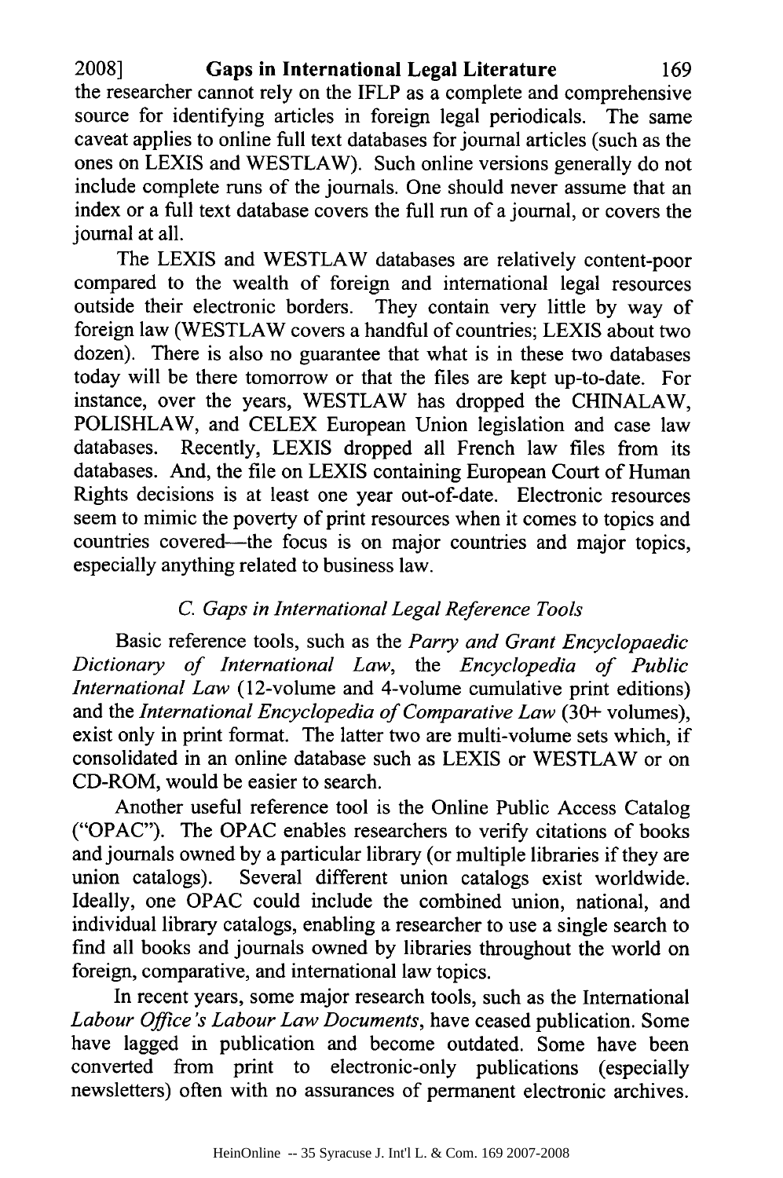the researcher cannot rely on the IFLP as a complete and comprehensive source for identifying articles in foreign legal periodicals. The same caveat applies to online full text databases for journal articles (such as the ones on LEXIS and WESTLAW). Such online versions generally do not include complete runs of the journals. One should never assume that an index or a full text database covers the full run of a journal, or covers the journal at all.

The LEXIS and WESTLAW databases are relatively content-poor compared to the wealth of foreign and international legal resources outside their electronic borders. They contain very little by way of foreign law (WESTLAW covers a handful of countries; LEXIS about two dozen). There is also no guarantee that what is in these two databases today will be there tomorrow or that the files are kept up-to-date. For instance, over the years, WESTLAW has dropped the CHINALAW, POLISHLAW, and CELEX European Union legislation and case law databases. Recently, LEXIS dropped all French law files from its databases. And, the file on LEXIS containing European Court of Human Rights decisions is at least one year out-of-date. Electronic resources seem to mimic the poverty of print resources when it comes to topics and countries covered—the focus is on major countries and major topics, especially anything related to business law.

### *C. Gaps in International Legal Reference Tools*

Basic reference tools, such as the *Parry and Grant Encyclopaedic Dictionary of International Law*, the *Encyclopedia of Public International Law* (12-volume and 4-volume cumulative print editions) and the *International Encyclopedia of Comparative Law* (30+ volumes), exist only in print format. The latter two are multi-volume sets which, if consolidated in an online database such as LEXIS or WESTLAW or on CD-ROM, would be easier to search.

Another useful reference tool is the Online Public Access Catalog ("OPAC"). The OPAC enables researchers to verify citations of books and journals owned by a particular library (or multiple libraries if they are union catalogs). Several different union catalogs exist worldwide. Ideally, one OPAC could include the combined union, national, and individual library catalogs, enabling a researcher to use a single search to find all books and journals owned by libraries throughout the world on foreign, comparative, and international law topics.

In recent years, some major research tools, such as the International *Labour Office's Labour Law Documents*, have ceased publication. Some have lagged in publication and become outdated. Some have been converted from print to electronic-only publications (especially newsletters) often with no assurances of permanent electronic archives.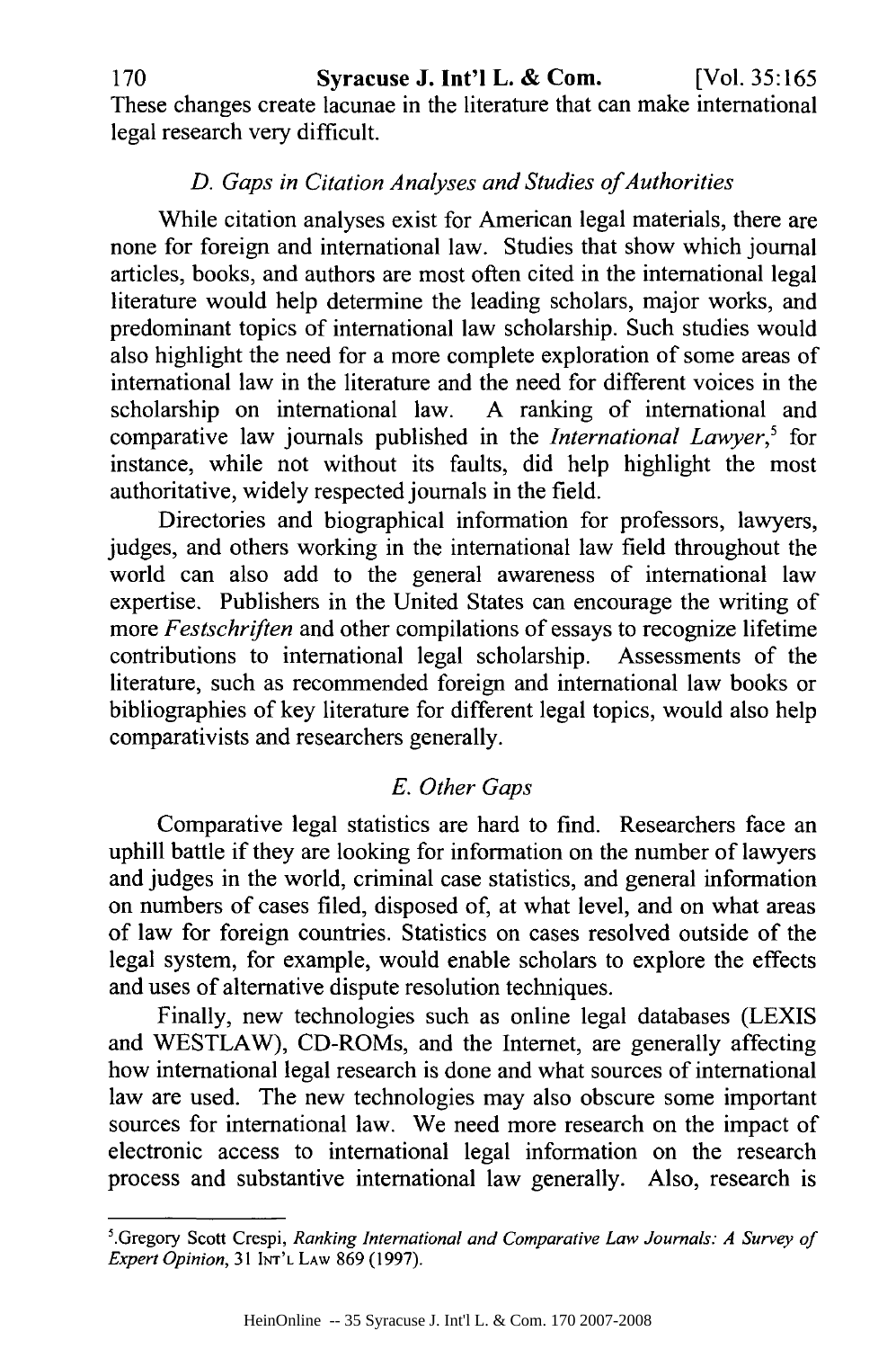These changes create lacunae in the literature that can make international legal research very difficult.

### *D. Gaps in Citation Analyses and Studies of Authorities*

While citation analyses exist for American legal materials, there are none for foreign and international law. Studies that show which journal articles, books, and authors are most often cited in the international legal literature would help determine the leading scholars, major works, and predominant topics of international law scholarship. Such studies would also highlight the need for a more complete exploration of some areas of international law in the literature and the need for different voices in the scholarship on international law. A ranking of international and comparative law journals published in the *International Lawyer*,[5] for instance, while not without its faults, did help highlight the most authoritative, widely respected journals in the field.

Directories and biographical information for professors, lawyers, judges, and others working in the international law field throughout the world can also add to the general awareness of international law expertise. Publishers in the United States can encourage the writing of more *Festschriften* and other compilations of essays to recognize lifetime contributions to international legal scholarship. Assessments of the literature, such as recommended foreign and international law books or bibliographies of key literature for different legal topics, would also help comparativists and researchers generally.

### *E. Other Gaps*

Comparative legal statistics are hard to find. Researchers face an uphill battle if they are looking for information on the number of lawyers and judges in the world, criminal case statistics, and general information on numbers of cases filed, disposed of, at what level, and on what areas of law for foreign countries. Statistics on cases resolved outside of the legal system, for example, would enable scholars to explore the effects and uses of alternative dispute resolution techniques.

Finally, new technologies such as online legal databases (LEXIS and WESTLAW), CD-ROMs, and the Internet, are generally affecting how international legal research is done and what sources of international law are used. The new technologies may also obscure some important sources for international law. We need more research on the impact of electronic access to international legal information on the research process and substantive international law generally. Also, research is

---

[5] Gregory Scott Crespi, *Ranking International and Comparative Law Journals: A Survey of Expert Opinion*, 31 INT'L LAW 869 (1997).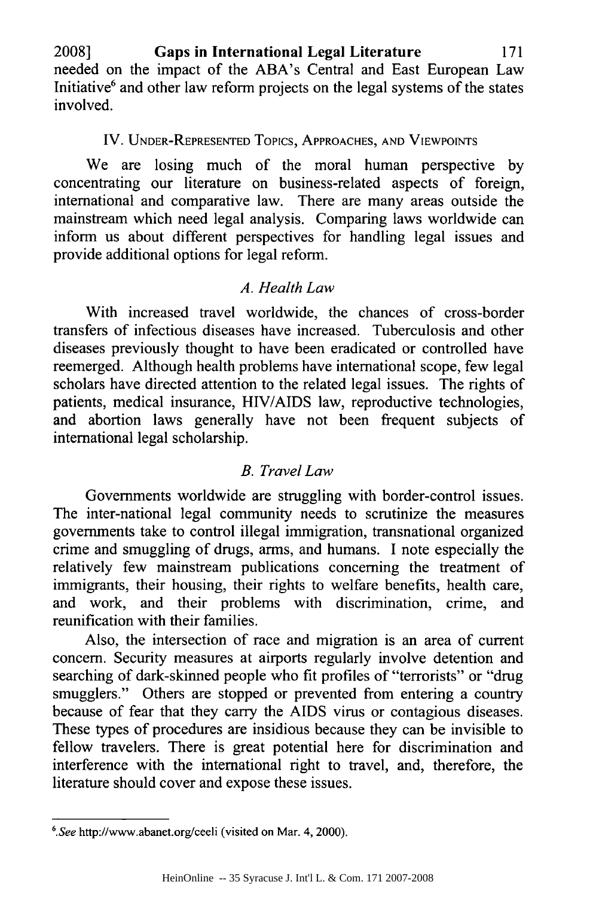needed on the impact of the ABA's Central and East European Law Initiative[6] and other law reform projects on the legal systems of the states involved.

## IV. UNDER-REPRESENTED TOPICS, APPROACHES, AND VIEWPOINTS

We are losing much of the moral human perspective by concentrating our literature on business-related aspects of foreign, international and comparative law. There are many areas outside the mainstream which need legal analysis. Comparing laws worldwide can inform us about different perspectives for handling legal issues and provide additional options for legal reform.

### *A. Health Law*

With increased travel worldwide, the chances of cross-border transfers of infectious diseases have increased. Tuberculosis and other diseases previously thought to have been eradicated or controlled have reemerged. Although health problems have international scope, few legal scholars have directed attention to the related legal issues. The rights of patients, medical insurance, HIV/AIDS law, reproductive technologies, and abortion laws generally have not been frequent subjects of international legal scholarship.

### *B. Travel Law*

Governments worldwide are struggling with border-control issues. The inter-national legal community needs to scrutinize the measures governments take to control illegal immigration, transnational organized crime and smuggling of drugs, arms, and humans. I note especially the relatively few mainstream publications concerning the treatment of immigrants, their housing, their rights to welfare benefits, health care, and work, and their problems with discrimination, crime, and reunification with their families.

Also, the intersection of race and migration is an area of current concern. Security measures at airports regularly involve detention and searching of dark-skinned people who fit profiles of "terrorists" or "drug smugglers." Others are stopped or prevented from entering a country because of fear that they carry the AIDS virus or contagious diseases. These types of procedures are insidious because they can be invisible to fellow travelers. There is great potential here for discrimination and interference with the international right to travel, and, therefore, the literature should cover and expose these issues.

---

[6] *See* http://www.abanet.org/ceeli (visited on Mar. 4, 2000).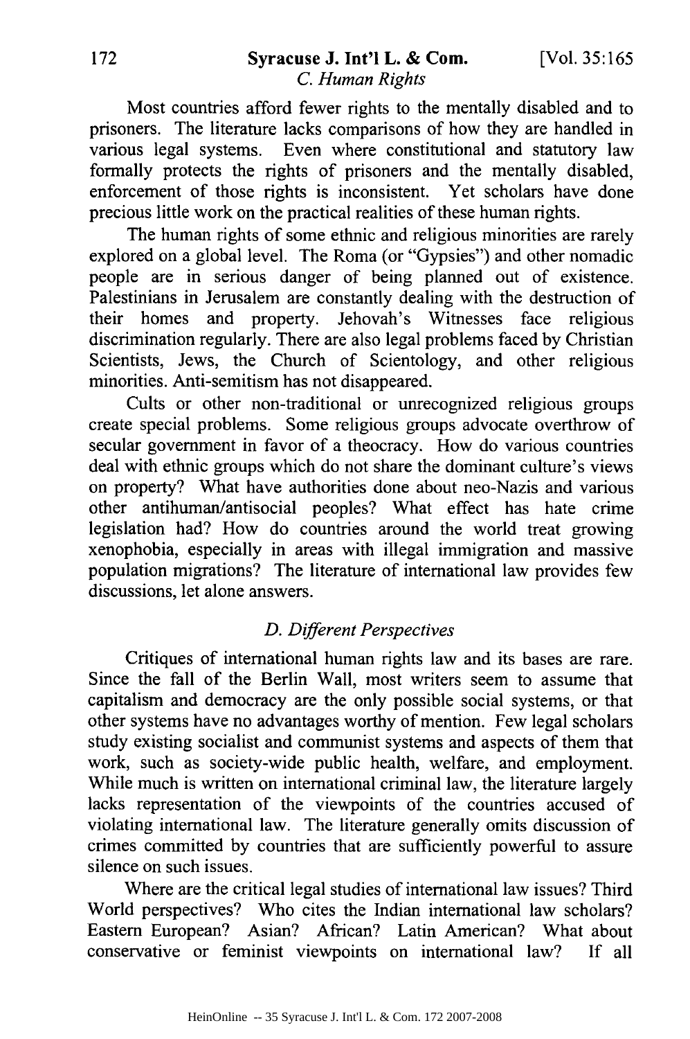### *C. Human Rights*

Most countries afford fewer rights to the mentally disabled and to prisoners. The literature lacks comparisons of how they are handled in various legal systems. Even where constitutional and statutory law formally protects the rights of prisoners and the mentally disabled, enforcement of those rights is inconsistent. Yet scholars have done precious little work on the practical realities of these human rights.

The human rights of some ethnic and religious minorities are rarely explored on a global level. The Roma (or "Gypsies") and other nomadic people are in serious danger of being planned out of existence. Palestinians in Jerusalem are constantly dealing with the destruction of their homes and property. Jehovah's Witnesses face religious discrimination regularly. There are also legal problems faced by Christian Scientists, Jews, the Church of Scientology, and other religious minorities. Anti-semitism has not disappeared.

Cults or other non-traditional or unrecognized religious groups create special problems. Some religious groups advocate overthrow of secular government in favor of a theocracy. How do various countries deal with ethnic groups which do not share the dominant culture's views on property? What have authorities done about neo-Nazis and various other antihuman/antisocial peoples? What effect has hate crime legislation had? How do countries around the world treat growing xenophobia, especially in areas with illegal immigration and massive population migrations? The literature of international law provides few discussions, let alone answers.

### *D. Different Perspectives*

Critiques of international human rights law and its bases are rare. Since the fall of the Berlin Wall, most writers seem to assume that capitalism and democracy are the only possible social systems, or that other systems have no advantages worthy of mention. Few legal scholars study existing socialist and communist systems and aspects of them that work, such as society-wide public health, welfare, and employment. While much is written on international criminal law, the literature largely lacks representation of the viewpoints of the countries accused of violating international law. The literature generally omits discussion of crimes committed by countries that are sufficiently powerful to assure silence on such issues.

Where are the critical legal studies of international law issues? Third World perspectives? Who cites the Indian international law scholars? Eastern European? Asian? African? Latin American? What about conservative or feminist viewpoints on international law? If all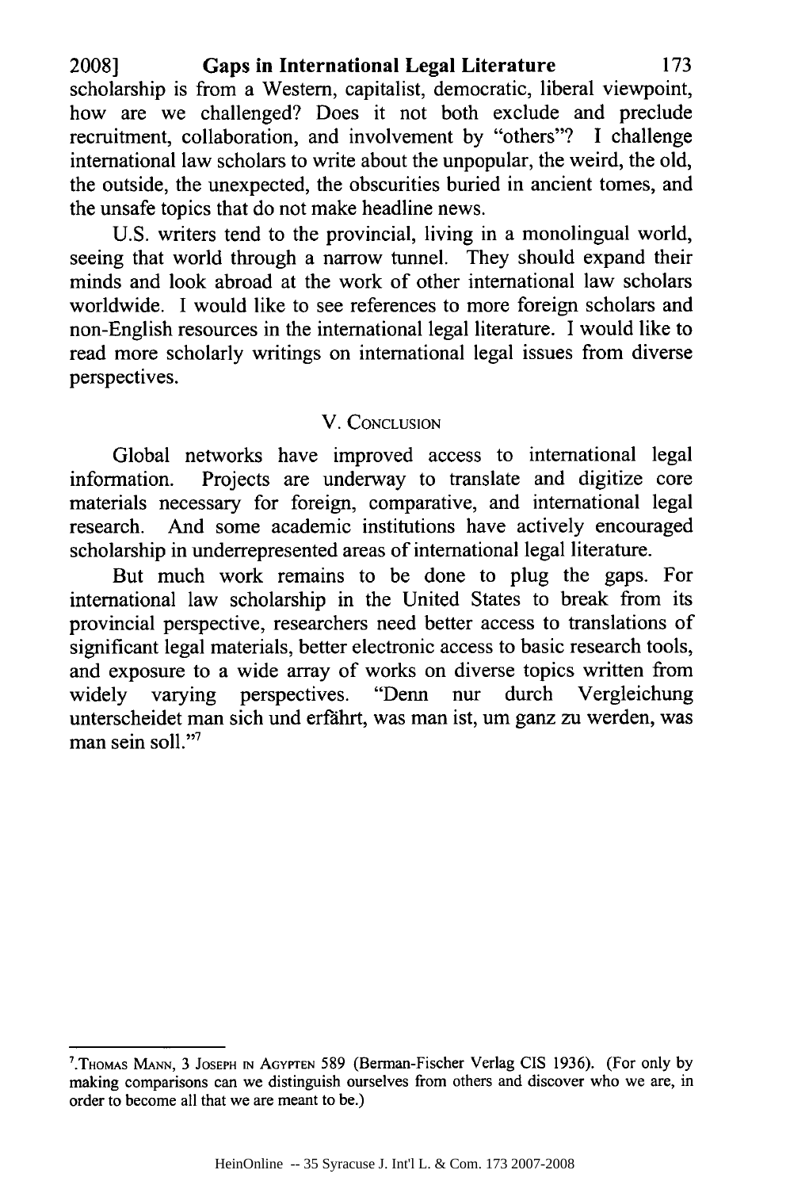scholarship is from a Western, capitalist, democratic, liberal viewpoint, how are we challenged? Does it not both exclude and preclude recruitment, collaboration, and involvement by "others"? I challenge international law scholars to write about the unpopular, the weird, the old, the outside, the unexpected, the obscurities buried in ancient tomes, and the unsafe topics that do not make headline news.

U.S. writers tend to the provincial, living in a monolingual world, seeing that world through a narrow tunnel. They should expand their minds and look abroad at the work of other international law scholars worldwide. I would like to see references to more foreign scholars and non-English resources in the international legal literature. I would like to read more scholarly writings on international legal issues from diverse perspectives.

## V. CONCLUSION

Global networks have improved access to international legal information. Projects are underway to translate and digitize core materials necessary for foreign, comparative, and international legal research. And some academic institutions have actively encouraged scholarship in underrepresented areas of international legal literature.

But much work remains to be done to plug the gaps. For international law scholarship in the United States to break from its provincial perspective, researchers need better access to translations of significant legal materials, better electronic access to basic research tools, and exposure to a wide array of works on diverse topics written from widely varying perspectives. "Denn nur durch Vergleichung unterscheidet man sich und erfährt, was man ist, um ganz zu werden, was man sein soll."[7]

---

[7] THOMAS MANN, 3 JOSEPH IN AGYPTEN 589 (Berman-Fischer Verlag CIS 1936). (For only by making comparisons can we distinguish ourselves from others and discover who we are, in order to become all that we are meant to be.)